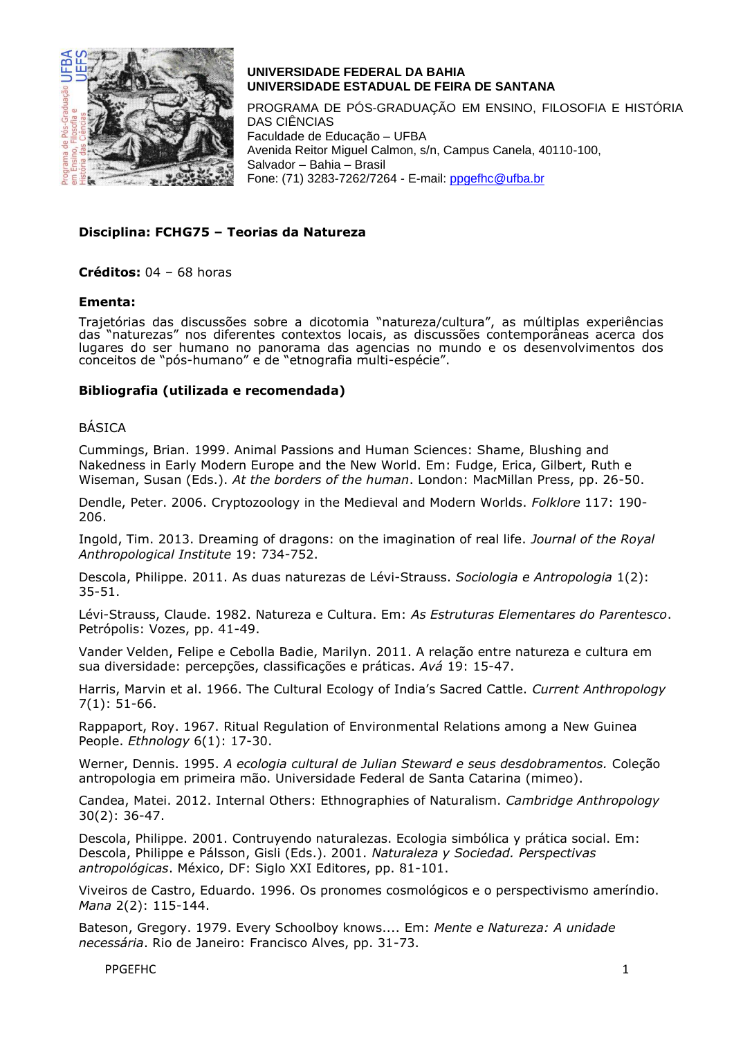**UNIVERSIDADE FEDERAL DA BAHIA**
**UNIVERSIDADE ESTADUAL DE FEIRA DE SANTANA**

PROGRAMA DE PÓS-GRADUAÇÃO EM ENSINO, FILOSOFIA E HISTÓRIA DAS CIÊNCIAS
Faculdade de Educação – UFBA
Avenida Reitor Miguel Calmon, s/n, Campus Canela, 40110-100,
Salvador – Bahia – Brasil
Fone: (71) 3283-7262/7264 - E-mail: ppgefhc@ufba.br

**Disciplina: FCHG75 – Teorias da Natureza**

**Créditos:** 04 – 68 horas

**Ementa:**

Trajetórias das discussões sobre a dicotomia "natureza/cultura", as múltiplas experiências das "naturezas" nos diferentes contextos locais, as discussões contemporâneas acerca dos lugares do ser humano no panorama das agencias no mundo e os desenvolvimentos dos conceitos de "pós-humano" e de "etnografia multi-espécie".

**Bibliografia (utilizada e recomendada)**

BÁSICA

Cummings, Brian. 1999. Animal Passions and Human Sciences: Shame, Blushing and Nakedness in Early Modern Europe and the New World. Em: Fudge, Erica, Gilbert, Ruth e Wiseman, Susan (Eds.). *At the borders of the human*. London: MacMillan Press, pp. 26-50.

Dendle, Peter. 2006. Cryptozoology in the Medieval and Modern Worlds. *Folklore* 117: 190-206.

Ingold, Tim. 2013. Dreaming of dragons: on the imagination of real life. *Journal of the Royal Anthropological Institute* 19: 734-752.

Descola, Philippe. 2011. As duas naturezas de Lévi-Strauss. *Sociologia e Antropologia* 1(2): 35-51.

Lévi-Strauss, Claude. 1982. Natureza e Cultura. Em: *As Estruturas Elementares do Parentesco*. Petrópolis: Vozes, pp. 41-49.

Vander Velden, Felipe e Cebolla Badie, Marilyn. 2011. A relação entre natureza e cultura em sua diversidade: percepções, classificações e práticas. *Avá* 19: 15-47.

Harris, Marvin et al. 1966. The Cultural Ecology of India's Sacred Cattle. *Current Anthropology* 7(1): 51-66.

Rappaport, Roy. 1967. Ritual Regulation of Environmental Relations among a New Guinea People. *Ethnology* 6(1): 17-30.

Werner, Dennis. 1995. *A ecologia cultural de Julian Steward e seus desdobramentos.* Coleção antropologia em primeira mão. Universidade Federal de Santa Catarina (mimeo).

Candea, Matei. 2012. Internal Others: Ethnographies of Naturalism. *Cambridge Anthropology* 30(2): 36-47.

Descola, Philippe. 2001. Contruyendo naturalezas. Ecologia simbólica y prática social. Em: Descola, Philippe e Pálsson, Gisli (Eds.). 2001. *Naturaleza y Sociedad. Perspectivas antropológicas*. México, DF: Siglo XXI Editores, pp. 81-101.

Viveiros de Castro, Eduardo. 1996. Os pronomes cosmológicos e o perspectivismo ameríndio. *Mana* 2(2): 115-144.

Bateson, Gregory. 1979. Every Schoolboy knows.... Em: *Mente e Natureza: A unidade necessária*. Rio de Janeiro: Francisco Alves, pp. 31-73.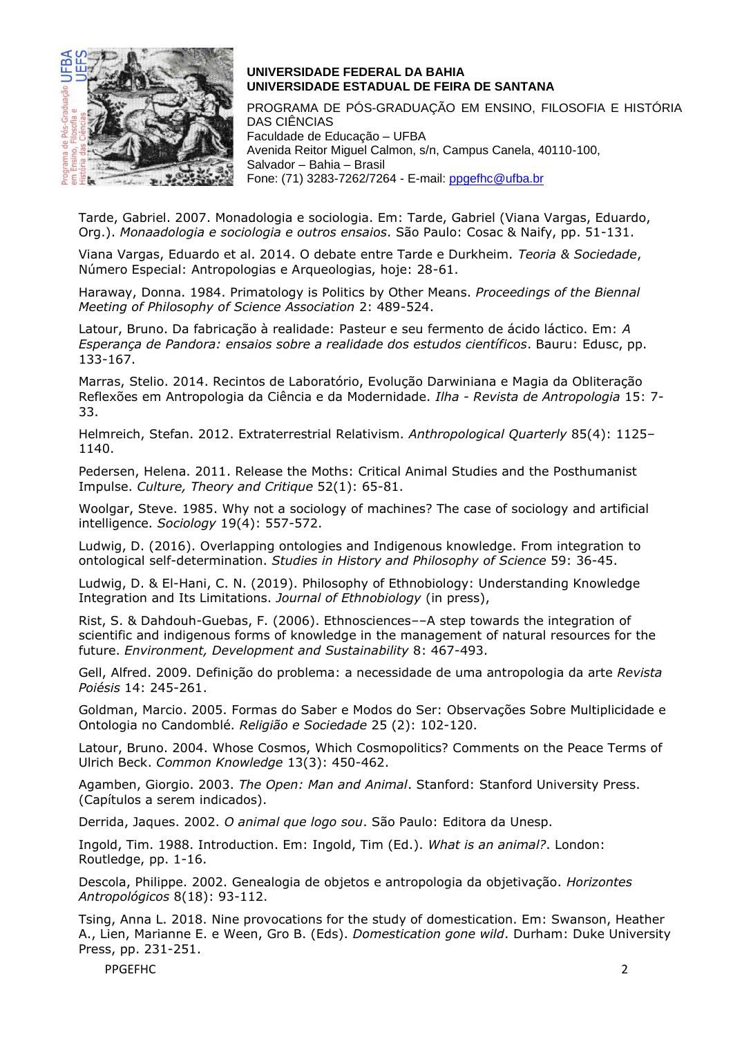Tarde, Gabriel. 2007. Monadologia e sociologia. Em: Tarde, Gabriel (Viana Vargas, Eduardo, Org.). *Monaadologia e sociologia e outros ensaios*. São Paulo: Cosac & Naify, pp. 51-131.

Viana Vargas, Eduardo et al. 2014. O debate entre Tarde e Durkheim. *Teoria & Sociedade*, Número Especial: Antropologias e Arqueologias, hoje: 28-61.

Haraway, Donna. 1984. Primatology is Politics by Other Means. *Proceedings of the Biennal Meeting of Philosophy of Science Association* 2: 489-524.

Latour, Bruno. Da fabricação à realidade: Pasteur e seu fermento de ácido láctico. Em: *A Esperança de Pandora: ensaios sobre a realidade dos estudos científicos*. Bauru: Edusc, pp. 133-167.

Marras, Stelio. 2014. Recintos de Laboratório, Evolução Darwiniana e Magia da Obliteração Reflexões em Antropologia da Ciência e da Modernidade. *Ilha - Revista de Antropologia* 15: 7-33.

Helmreich, Stefan. 2012. Extraterrestrial Relativism. *Anthropological Quarterly* 85(4): 1125–1140.

Pedersen, Helena. 2011. Release the Moths: Critical Animal Studies and the Posthumanist Impulse. *Culture, Theory and Critique* 52(1): 65-81.

Woolgar, Steve. 1985. Why not a sociology of machines? The case of sociology and artificial intelligence. *Sociology* 19(4): 557-572.

Ludwig, D. (2016). Overlapping ontologies and Indigenous knowledge. From integration to ontological self-determination. *Studies in History and Philosophy of Science* 59: 36-45.

Ludwig, D. & El-Hani, C. N. (2019). Philosophy of Ethnobiology: Understanding Knowledge Integration and Its Limitations. *Journal of Ethnobiology* (in press),

Rist, S. & Dahdouh-Guebas, F. (2006). Ethnosciences––A step towards the integration of scientific and indigenous forms of knowledge in the management of natural resources for the future. *Environment, Development and Sustainability* 8: 467-493.

Gell, Alfred. 2009. Definição do problema: a necessidade de uma antropologia da arte *Revista Poiésis* 14: 245-261.

Goldman, Marcio. 2005. Formas do Saber e Modos do Ser: Observações Sobre Multiplicidade e Ontologia no Candomblé. *Religião e Sociedade* 25 (2): 102-120.

Latour, Bruno. 2004. Whose Cosmos, Which Cosmopolitics? Comments on the Peace Terms of Ulrich Beck. *Common Knowledge* 13(3): 450-462.

Agamben, Giorgio. 2003. *The Open: Man and Animal*. Stanford: Stanford University Press. (Capítulos a serem indicados).

Derrida, Jaques. 2002. *O animal que logo sou*. São Paulo: Editora da Unesp.

Ingold, Tim. 1988. Introduction. Em: Ingold, Tim (Ed.). *What is an animal?*. London: Routledge, pp. 1-16.

Descola, Philippe. 2002. Genealogia de objetos e antropologia da objetivação. *Horizontes Antropológicos* 8(18): 93-112.

Tsing, Anna L. 2018. Nine provocations for the study of domestication. Em: Swanson, Heather A., Lien, Marianne E. e Ween, Gro B. (Eds). *Domestication gone wild*. Durham: Duke University Press, pp. 231-251.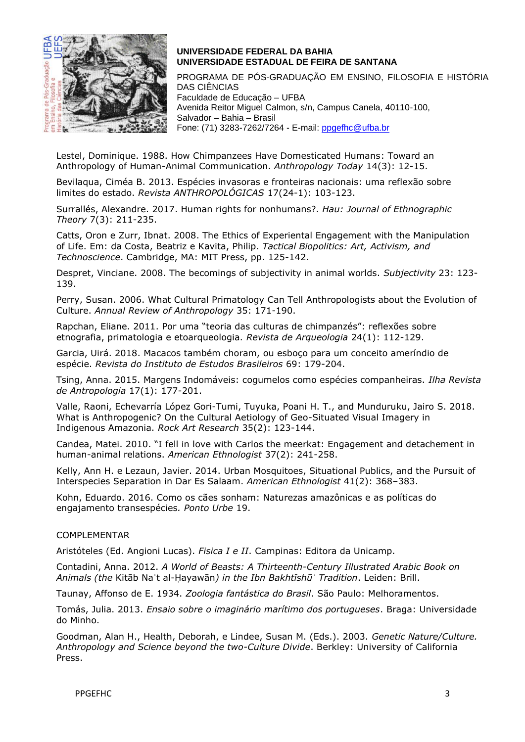Lestel, Dominique. 1988. How Chimpanzees Have Domesticated Humans: Toward an Anthropology of Human-Animal Communication. *Anthropology Today* 14(3): 12-15.

Bevilaqua, Ciméa B. 2013. Espécies invasoras e fronteiras nacionais: uma reflexão sobre limites do estado. *Revista ANTHROPOLÓGICAS* 17(24-1): 103-123.

Surrallés, Alexandre. 2017. Human rights for nonhumans?. *Hau: Journal of Ethnographic Theory* 7(3): 211-235.

Catts, Oron e Zurr, Ibnat. 2008. The Ethics of Experiental Engagement with the Manipulation of Life. Em: da Costa, Beatriz e Kavita, Philip. *Tactical Biopolitics: Art, Activism, and Technoscience*. Cambridge, MA: MIT Press, pp. 125-142.

Despret, Vinciane. 2008. The becomings of subjectivity in animal worlds. *Subjectivity* 23: 123-139.

Perry, Susan. 2006. What Cultural Primatology Can Tell Anthropologists about the Evolution of Culture. *Annual Review of Anthropology* 35: 171-190.

Rapchan, Eliane. 2011. Por uma "teoria das culturas de chimpanzés": reflexões sobre etnografia, primatologia e etoarqueologia. *Revista de Arqueologia* 24(1): 112-129.

Garcia, Uirá. 2018. Macacos também choram, ou esboço para um conceito ameríndio de espécie. *Revista do Instituto de Estudos Brasileiros* 69: 179-204.

Tsing, Anna. 2015. Margens Indomáveis: cogumelos como espécies companheiras. *Ilha Revista de Antropologia* 17(1): 177-201.

Valle, Raoni, Echevarría López Gori-Tumi, Tuyuka, Poani H. T., and Munduruku, Jairo S. 2018. What is Anthropogenic? On the Cultural Aetiology of Geo-Situated Visual Imagery in Indigenous Amazonia. *Rock Art Research* 35(2): 123-144.

Candea, Matei. 2010. "I fell in love with Carlos the meerkat: Engagement and detachement in human-animal relations. *American Ethnologist* 37(2): 241-258.

Kelly, Ann H. e Lezaun, Javier. 2014. Urban Mosquitoes, Situational Publics, and the Pursuit of Interspecies Separation in Dar Es Salaam. *American Ethnologist* 41(2): 368–383.

Kohn, Eduardo. 2016. Como os cães sonham: Naturezas amazônicas e as políticas do engajamento transespécies. *Ponto Urbe* 19.

COMPLEMENTAR

Aristóteles (Ed. Angioni Lucas). *Fisica I e II*. Campinas: Editora da Unicamp.

Contadini, Anna. 2012. *A World of Beasts: A Thirteenth-Century Illustrated Arabic Book on Animals (the* Kitāb Naʿt al-Ḥayawān*) in the Ibn Bakhtīshūʿ Tradition*. Leiden: Brill.

Taunay, Affonso de E. 1934. *Zoologia fantástica do Brasil*. São Paulo: Melhoramentos.

Tomás, Julia. 2013. *Ensaio sobre o imaginário marítimo dos portugueses*. Braga: Universidade do Minho.

Goodman, Alan H., Health, Deborah, e Lindee, Susan M. (Eds.). 2003. *Genetic Nature/Culture. Anthropology and Science beyond the two-Culture Divide*. Berkley: University of California Press.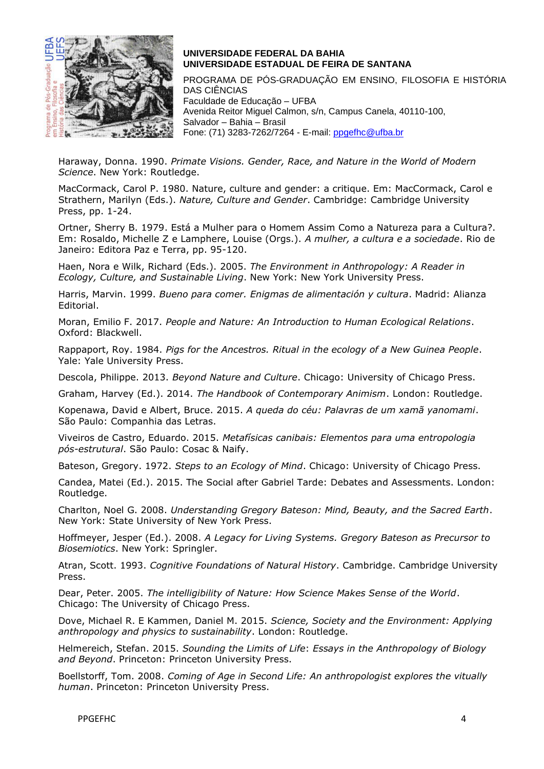Haraway, Donna. 1990. *Primate Visions. Gender, Race, and Nature in the World of Modern Science*. New York: Routledge.

MacCormack, Carol P. 1980. Nature, culture and gender: a critique. Em: MacCormack, Carol e Strathern, Marilyn (Eds.). *Nature, Culture and Gender*. Cambridge: Cambridge University Press, pp. 1-24.

Ortner, Sherry B. 1979. Está a Mulher para o Homem Assim Como a Natureza para a Cultura?. Em: Rosaldo, Michelle Z e Lamphere, Louise (Orgs.). *A mulher, a cultura e a sociedade*. Rio de Janeiro: Editora Paz e Terra, pp. 95-120.

Haen, Nora e Wilk, Richard (Eds.). 2005. *The Environment in Anthropology: A Reader in Ecology, Culture, and Sustainable Living*. New York: New York University Press.

Harris, Marvin. 1999. *Bueno para comer. Enigmas de alimentación y cultura*. Madrid: Alianza Editorial.

Moran, Emilio F. 2017. *People and Nature: An Introduction to Human Ecological Relations*. Oxford: Blackwell.

Rappaport, Roy. 1984. *Pigs for the Ancestros. Ritual in the ecology of a New Guinea People*. Yale: Yale University Press.

Descola, Philippe. 2013. *Beyond Nature and Culture*. Chicago: University of Chicago Press.

Graham, Harvey (Ed.). 2014. *The Handbook of Contemporary Animism*. London: Routledge.

Kopenawa, David e Albert, Bruce. 2015. *A queda do céu: Palavras de um xamã yanomami*. São Paulo: Companhia das Letras.

Viveiros de Castro, Eduardo. 2015. *Metafísicas canibais: Elementos para uma entropologia pós-estrutural*. São Paulo: Cosac & Naify.

Bateson, Gregory. 1972. *Steps to an Ecology of Mind*. Chicago: University of Chicago Press.

Candea, Matei (Ed.). 2015. The Social after Gabriel Tarde: Debates and Assessments. London: Routledge.

Charlton, Noel G. 2008. *Understanding Gregory Bateson: Mind, Beauty, and the Sacred Earth*. New York: State University of New York Press.

Hoffmeyer, Jesper (Ed.). 2008. *A Legacy for Living Systems. Gregory Bateson as Precursor to Biosemiotics*. New York: Springer.

Atran, Scott. 1993. *Cognitive Foundations of Natural History*. Cambridge. Cambridge University Press.

Dear, Peter. 2005. *The intelligibility of Nature: How Science Makes Sense of the World*. Chicago: The University of Chicago Press.

Dove, Michael R. E Kammen, Daniel M. 2015. *Science, Society and the Environment: Applying anthropology and physics to sustainability*. London: Routledge.

Helmereich, Stefan. 2015. *Sounding the Limits of Life*: *Essays in the Anthropology of Biology and Beyond*. Princeton: Princeton University Press.

Boellstorff, Tom. 2008. *Coming of Age in Second Life: An anthropologist explores the vitually human*. Princeton: Princeton University Press.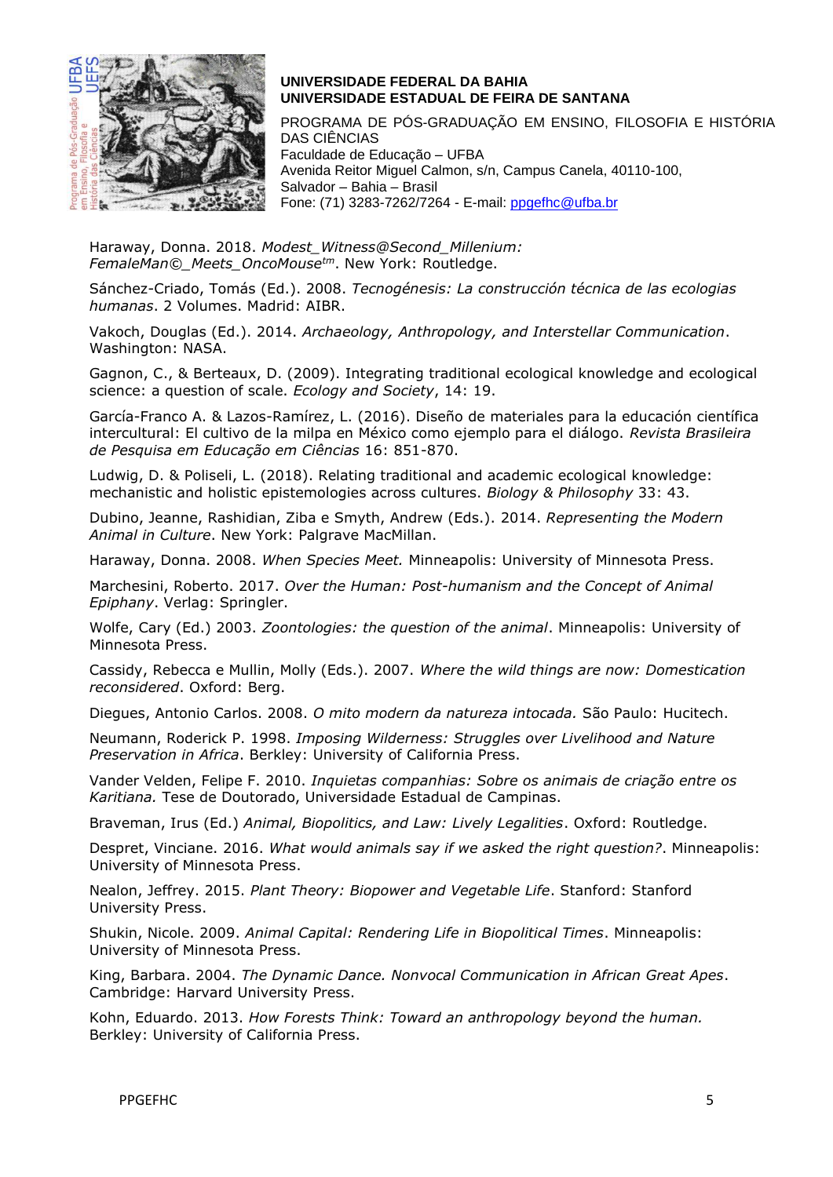Haraway, Donna. 2018. *Modest_Witness@Second_Millenium: FemaleMan©_Meets_OncoMouse™*. New York: Routledge.

Sánchez-Criado, Tomás (Ed.). 2008. *Tecnogénesis: La construcción técnica de las ecologias humanas*. 2 Volumes. Madrid: AIBR.

Vakoch, Douglas (Ed.). 2014. *Archaeology, Anthropology, and Interstellar Communication*. Washington: NASA.

Gagnon, C., & Berteaux, D. (2009). Integrating traditional ecological knowledge and ecological science: a question of scale. *Ecology and Society*, 14: 19.

García-Franco A. & Lazos-Ramírez, L. (2016). Diseño de materiales para la educación científica intercultural: El cultivo de la milpa en México como ejemplo para el diálogo. *Revista Brasileira de Pesquisa em Educação em Ciências* 16: 851-870.

Ludwig, D. & Poliseli, L. (2018). Relating traditional and academic ecological knowledge: mechanistic and holistic epistemologies across cultures. *Biology & Philosophy* 33: 43.

Dubino, Jeanne, Rashidian, Ziba e Smyth, Andrew (Eds.). 2014. *Representing the Modern Animal in Culture*. New York: Palgrave MacMillan.

Haraway, Donna. 2008. *When Species Meet.* Minneapolis: University of Minnesota Press.

Marchesini, Roberto. 2017. *Over the Human: Post-humanism and the Concept of Animal Epiphany*. Verlag: Springler.

Wolfe, Cary (Ed.) 2003. *Zoontologies: the question of the animal*. Minneapolis: University of Minnesota Press.

Cassidy, Rebecca e Mullin, Molly (Eds.). 2007. *Where the wild things are now: Domestication reconsidered*. Oxford: Berg.

Diegues, Antonio Carlos. 2008. *O mito modern da natureza intocada.* São Paulo: Hucitech.

Neumann, Roderick P. 1998. *Imposing Wilderness: Struggles over Livelihood and Nature Preservation in Africa*. Berkley: University of California Press.

Vander Velden, Felipe F. 2010. *Inquietas companhias: Sobre os animais de criação entre os Karitiana.* Tese de Doutorado, Universidade Estadual de Campinas.

Braveman, Irus (Ed.) *Animal, Biopolitics, and Law: Lively Legalities*. Oxford: Routledge.

Despret, Vinciane. 2016. *What would animals say if we asked the right question?*. Minneapolis: University of Minnesota Press.

Nealon, Jeffrey. 2015. *Plant Theory: Biopower and Vegetable Life*. Stanford: Stanford University Press.

Shukin, Nicole. 2009. *Animal Capital: Rendering Life in Biopolitical Times*. Minneapolis: University of Minnesota Press.

King, Barbara. 2004. *The Dynamic Dance. Nonvocal Communication in African Great Apes*. Cambridge: Harvard University Press.

Kohn, Eduardo. 2013. *How Forests Think: Toward an anthropology beyond the human.* Berkley: University of California Press.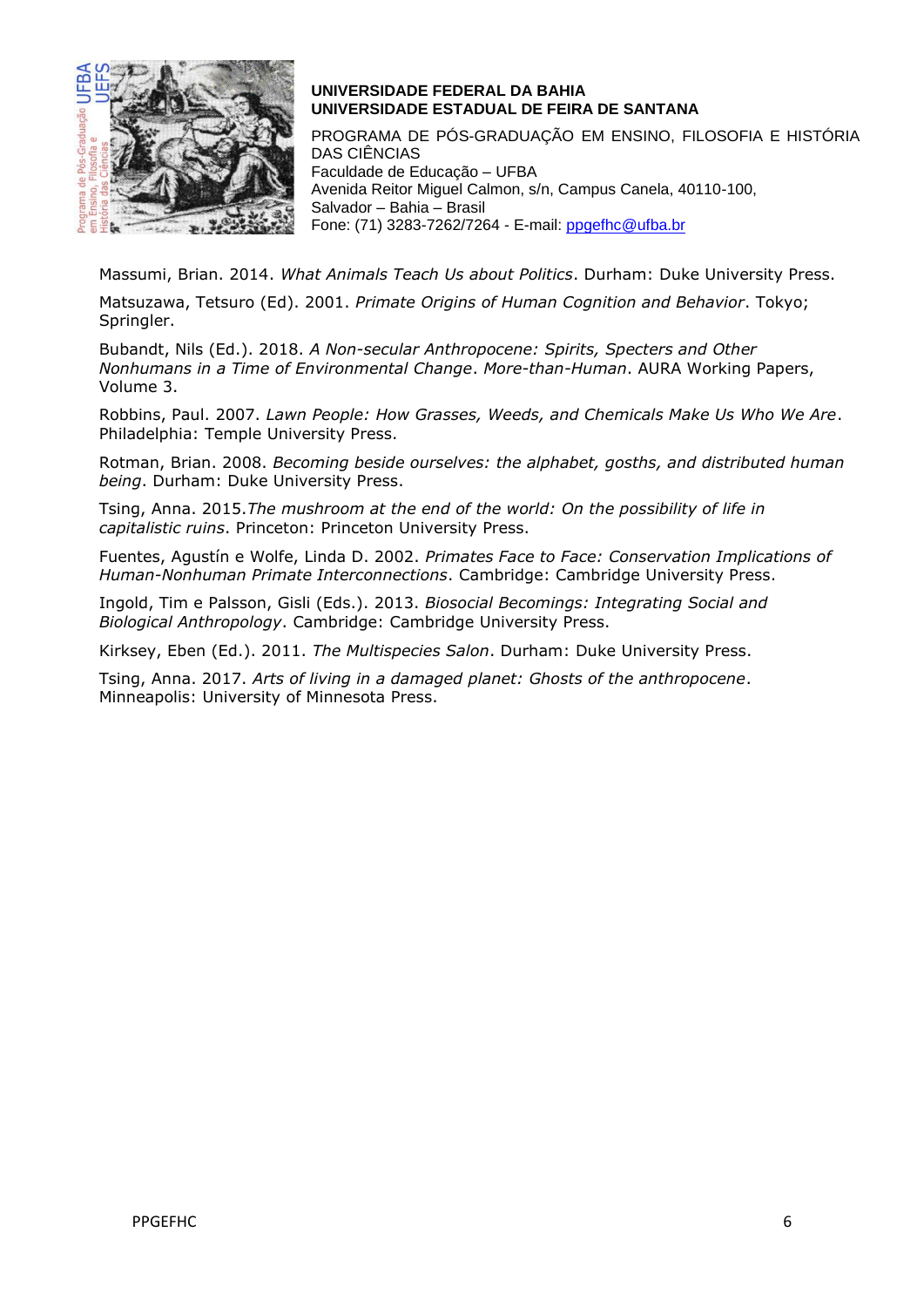Massumi, Brian. 2014. *What Animals Teach Us about Politics*. Durham: Duke University Press.

Matsuzawa, Tetsuro (Ed). 2001. *Primate Origins of Human Cognition and Behavior*. Tokyo; Springler.

Bubandt, Nils (Ed.). 2018. *A Non-secular Anthropocene: Spirits, Specters and Other Nonhumans in a Time of Environmental Change*. *More-than-Human*. AURA Working Papers, Volume 3.

Robbins, Paul. 2007. *Lawn People: How Grasses, Weeds, and Chemicals Make Us Who We Are*. Philadelphia: Temple University Press.

Rotman, Brian. 2008. *Becoming beside ourselves: the alphabet, gosths, and distributed human being*. Durham: Duke University Press.

Tsing, Anna. 2015.*The mushroom at the end of the world: On the possibility of life in capitalistic ruins*. Princeton: Princeton University Press.

Fuentes, Agustín e Wolfe, Linda D. 2002. *Primates Face to Face: Conservation Implications of Human-Nonhuman Primate Interconnections*. Cambridge: Cambridge University Press.

Ingold, Tim e Palsson, Gisli (Eds.). 2013. *Biosocial Becomings: Integrating Social and Biological Anthropology*. Cambridge: Cambridge University Press.

Kirksey, Eben (Ed.). 2011. *The Multispecies Salon*. Durham: Duke University Press.

Tsing, Anna. 2017. *Arts of living in a damaged planet: Ghosts of the anthropocene*. Minneapolis: University of Minnesota Press.